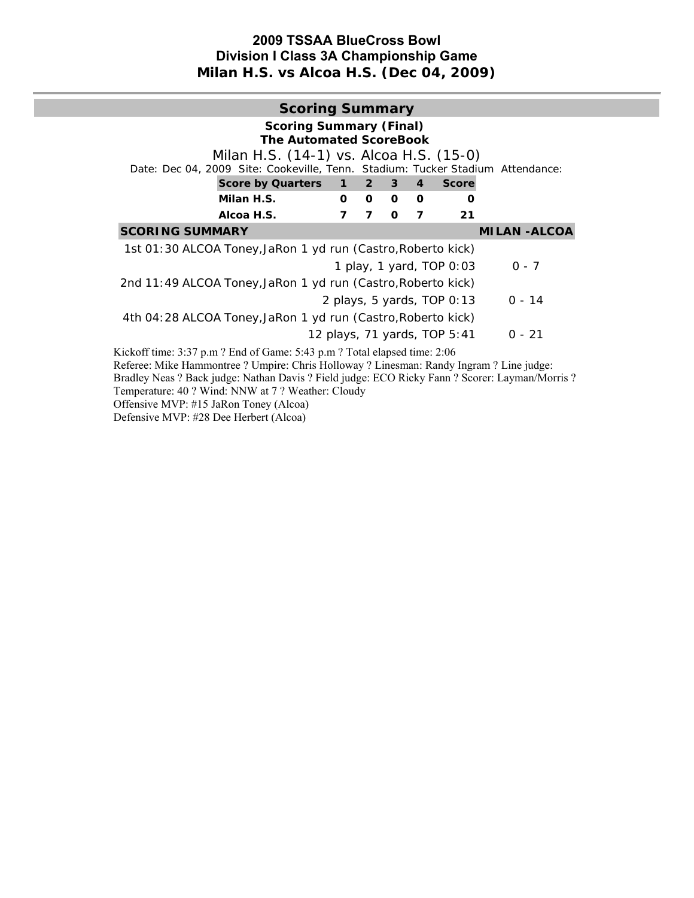# 2009 TSSAA BlueCross Bowl
## Division I Class 3A Championship Game
## Milan H.S. vs Alcoa H.S. (Dec 04, 2009)

## Scoring Summary

**Scoring Summary (Final)**
**The Automated ScoreBook**

Milan H.S. (14-1) vs. Alcoa H.S. (15-0)

Date: Dec 04, 2009 Site: Cookeville, Tenn. Stadium: Tucker Stadium Attendance:

| Score by Quarters | 1 | 2 | 3 | 4 | Score |
|---|---|---|---|---|---|
| Milan H.S. | 0 | 0 | 0 | 0 | 0 |
| Alcoa H.S. | 7 | 7 | 0 | 7 | 21 |

| SCORING SUMMARY | MILAN -ALCOA |
|---|---|
| 1st 01:30 ALCOA Toney,JaRon 1 yd run (Castro,Roberto kick) | |
| 1 play, 1 yard, TOP 0:03 | 0 - 7 |
| 2nd 11:49 ALCOA Toney,JaRon 1 yd run (Castro,Roberto kick) | |
| 2 plays, 5 yards, TOP 0:13 | 0 - 14 |
| 4th 04:28 ALCOA Toney,JaRon 1 yd run (Castro,Roberto kick) | |
| 12 plays, 71 yards, TOP 5:41 | 0 - 21 |

Kickoff time: 3:37 p.m ? End of Game: 5:43 p.m ? Total elapsed time: 2:06
Referee: Mike Hammontree ? Umpire: Chris Holloway ? Linesman: Randy Ingram ? Line judge: Bradley Neas ? Back judge: Nathan Davis ? Field judge: ECO Ricky Fann ? Scorer: Layman/Morris ?
Temperature: 40 ? Wind: NNW at 7 ? Weather: Cloudy
Offensive MVP: #15 JaRon Toney (Alcoa)
Defensive MVP: #28 Dee Herbert (Alcoa)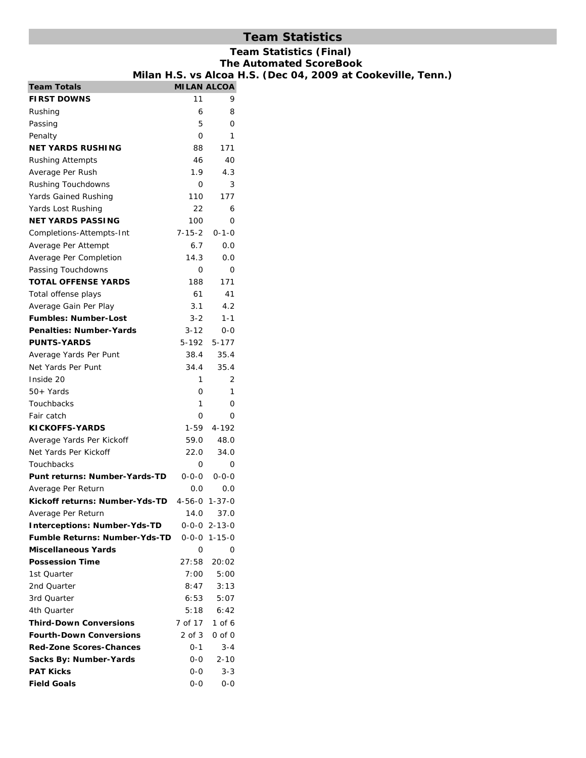# Team Statistics

## Team Statistics (Final)
## The Automated ScoreBook
## Milan H.S. vs Alcoa H.S. (Dec 04, 2009 at Cookeville, Tenn.)

| Team Totals | MILAN | ALCOA |
|---|---|---|
| **FIRST DOWNS** | 11 | 9 |
| Rushing | 6 | 8 |
| Passing | 5 | 0 |
| Penalty | 0 | 1 |
| **NET YARDS RUSHING** | 88 | 171 |
| Rushing Attempts | 46 | 40 |
| Average Per Rush | 1.9 | 4.3 |
| Rushing Touchdowns | 0 | 3 |
| Yards Gained Rushing | 110 | 177 |
| Yards Lost Rushing | 22 | 6 |
| **NET YARDS PASSING** | 100 | 0 |
| Completions-Attempts-Int | 7-15-2 | 0-1-0 |
| Average Per Attempt | 6.7 | 0.0 |
| Average Per Completion | 14.3 | 0.0 |
| Passing Touchdowns | 0 | 0 |
| **TOTAL OFFENSE YARDS** | 188 | 171 |
| Total offense plays | 61 | 41 |
| Average Gain Per Play | 3.1 | 4.2 |
| **Fumbles: Number-Lost** | 3-2 | 1-1 |
| **Penalties: Number-Yards** | 3-12 | 0-0 |
| **PUNTS-YARDS** | 5-192 | 5-177 |
| Average Yards Per Punt | 38.4 | 35.4 |
| Net Yards Per Punt | 34.4 | 35.4 |
| Inside 20 | 1 | 2 |
| 50+ Yards | 0 | 1 |
| Touchbacks | 1 | 0 |
| Fair catch | 0 | 0 |
| **KICKOFFS-YARDS** | 1-59 | 4-192 |
| Average Yards Per Kickoff | 59.0 | 48.0 |
| Net Yards Per Kickoff | 22.0 | 34.0 |
| Touchbacks | 0 | 0 |
| **Punt returns: Number-Yards-TD** | 0-0-0 | 0-0-0 |
| Average Per Return | 0.0 | 0.0 |
| **Kickoff returns: Number-Yds-TD** | 4-56-0 | 1-37-0 |
| Average Per Return | 14.0 | 37.0 |
| **Interceptions: Number-Yds-TD** | 0-0-0 | 2-13-0 |
| **Fumble Returns: Number-Yds-TD** | 0-0-0 | 1-15-0 |
| **Miscellaneous Yards** | 0 | 0 |
| **Possession Time** | 27:58 | 20:02 |
| 1st Quarter | 7:00 | 5:00 |
| 2nd Quarter | 8:47 | 3:13 |
| 3rd Quarter | 6:53 | 5:07 |
| 4th Quarter | 5:18 | 6:42 |
| **Third-Down Conversions** | 7 of 17 | 1 of 6 |
| **Fourth-Down Conversions** | 2 of 3 | 0 of 0 |
| **Red-Zone Scores-Chances** | 0-1 | 3-4 |
| **Sacks By: Number-Yards** | 0-0 | 2-10 |
| **PAT Kicks** | 0-0 | 3-3 |
| **Field Goals** | 0-0 | 0-0 |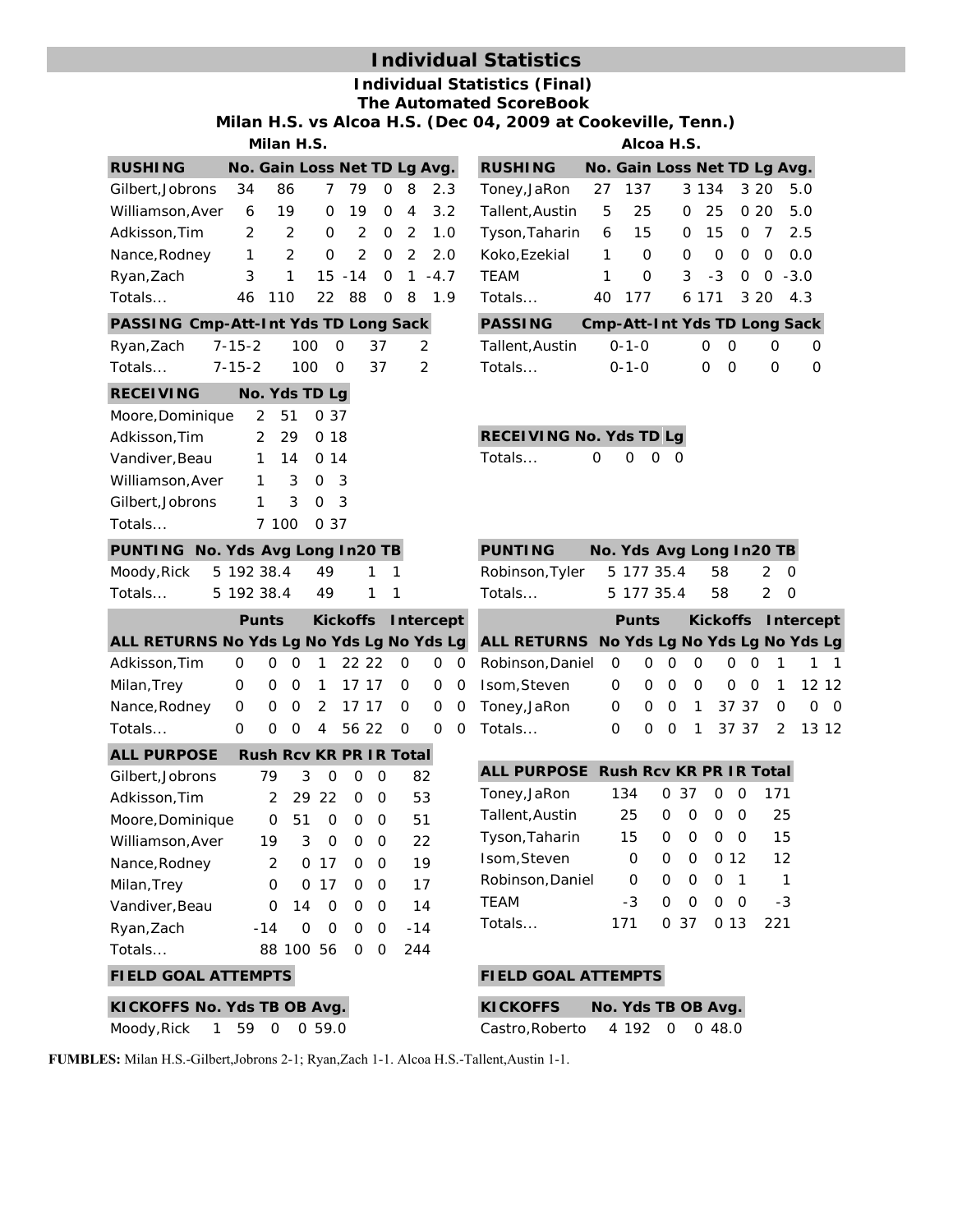# Individual Statistics

**Individual Statistics (Final)**
**The Automated ScoreBook**
**Milan H.S. vs Alcoa H.S. (Dec 04, 2009 at Cookeville, Tenn.)**

## Milan H.S.

| RUSHING | No. | Gain | Loss | Net | TD | Lg | Avg. |
|---|---|---|---|---|---|---|---|
| Gilbert,Jobrons | 34 | 86 | 7 | 79 | 0 | 8 | 2.3 |
| Williamson,Aver | 6 | 19 | 0 | 19 | 0 | 4 | 3.2 |
| Adkisson,Tim | 2 | 2 | 0 | 2 | 0 | 2 | 1.0 |
| Nance,Rodney | 1 | 2 | 0 | 2 | 0 | 2 | 2.0 |
| Ryan,Zach | 3 | 1 | 15 | -14 | 0 | 1 | -4.7 |
| Totals... | 46 | 110 | 22 | 88 | 0 | 8 | 1.9 |

| PASSING | Cmp-Att-Int | Yds | TD | Long | Sack |
|---|---|---|---|---|---|
| Ryan,Zach | 7-15-2 | 100 | 0 | 37 | 2 |
| Totals... | 7-15-2 | 100 | 0 | 37 | 2 |

| RECEIVING | No. | Yds | TD | Lg |
|---|---|---|---|---|
| Moore,Dominique | 2 | 51 | 0 | 37 |
| Adkisson,Tim | 2 | 29 | 0 | 18 |
| Vandiver,Beau | 1 | 14 | 0 | 14 |
| Williamson,Aver | 1 | 3 | 0 | 3 |
| Gilbert,Jobrons | 1 | 3 | 0 | 3 |
| Totals... | 7 | 100 | 0 | 37 |

| PUNTING | No. | Yds | Avg | Long | In20 | TB |
|---|---|---|---|---|---|---|
| Moody,Rick | 5 | 192 | 38.4 | 49 | 1 | 1 |
| Totals... | 5 | 192 | 38.4 | 49 | 1 | 1 |

| | Punts | | | Kickoffs | | | Intercept | | |
|---|---|---|---|---|---|---|---|---|---|
| ALL RETURNS | No | Yds | Lg | No | Yds | Lg | No | Yds | Lg |
| Adkisson,Tim | 0 | 0 | 0 | 1 | 22 | 22 | 0 | 0 | 0 |
| Milan,Trey | 0 | 0 | 0 | 1 | 17 | 17 | 0 | 0 | 0 |
| Nance,Rodney | 0 | 0 | 0 | 2 | 17 | 17 | 0 | 0 | 0 |
| Totals... | 0 | 0 | 0 | 4 | 56 | 22 | 0 | 0 | 0 |

| ALL PURPOSE | Rush | Rcv | KR | PR | IR | Total |
|---|---|---|---|---|---|---|
| Gilbert,Jobrons | 79 | 3 | 0 | 0 | 0 | 82 |
| Adkisson,Tim | 2 | 29 | 22 | 0 | 0 | 53 |
| Moore,Dominique | 0 | 51 | 0 | 0 | 0 | 51 |
| Williamson,Aver | 19 | 3 | 0 | 0 | 0 | 22 |
| Nance,Rodney | 2 | 0 | 17 | 0 | 0 | 19 |
| Milan,Trey | 0 | 0 | 17 | 0 | 0 | 17 |
| Vandiver,Beau | 0 | 14 | 0 | 0 | 0 | 14 |
| Ryan,Zach | -14 | 0 | 0 | 0 | 0 | -14 |
| Totals... | 88 | 100 | 56 | 0 | 0 | 244 |

**FIELD GOAL ATTEMPTS**

| KICKOFFS | No. | Yds | TB | OB | Avg. |
|---|---|---|---|---|---|
| Moody,Rick | 1 | 59 | 0 | 0 | 59.0 |

## Alcoa H.S.

| RUSHING | No. | Gain | Loss | Net | TD | Lg | Avg. |
|---|---|---|---|---|---|---|---|
| Toney,JaRon | 27 | 137 | 3 | 134 | 3 | 20 | 5.0 |
| Tallent,Austin | 5 | 25 | 0 | 25 | 0 | 20 | 5.0 |
| Tyson,Taharin | 6 | 15 | 0 | 15 | 0 | 7 | 2.5 |
| Koko,Ezekial | 1 | 0 | 0 | 0 | 0 | 0 | 0.0 |
| TEAM | 1 | 0 | 3 | -3 | 0 | 0 | -3.0 |
| Totals... | 40 | 177 | 6 | 171 | 3 | 20 | 4.3 |

| PASSING | Cmp-Att-Int | Yds | TD | Long | Sack |
|---|---|---|---|---|---|
| Tallent,Austin | 0-1-0 | 0 | 0 | 0 | 0 |
| Totals... | 0-1-0 | 0 | 0 | 0 | 0 |

| RECEIVING | No. | Yds | TD | Lg |
|---|---|---|---|---|
| Totals... | 0 | 0 | 0 | 0 |

| PUNTING | No. | Yds | Avg | Long | In20 | TB |
|---|---|---|---|---|---|---|
| Robinson,Tyler | 5 | 177 | 35.4 | 58 | 2 | 0 |
| Totals... | 5 | 177 | 35.4 | 58 | 2 | 0 |

| | Punts | | | Kickoffs | | | Intercept | | |
|---|---|---|---|---|---|---|---|---|---|
| ALL RETURNS | No | Yds | Lg | No | Yds | Lg | No | Yds | Lg |
| Robinson,Daniel | 0 | 0 | 0 | 0 | 0 | 0 | 1 | 1 | 1 |
| Isom,Steven | 0 | 0 | 0 | 0 | 0 | 0 | 1 | 12 | 12 |
| Toney,JaRon | 0 | 0 | 0 | 1 | 37 | 37 | 0 | 0 | 0 |
| Totals... | 0 | 0 | 0 | 1 | 37 | 37 | 2 | 13 | 12 |

| ALL PURPOSE | Rush | Rcv | KR | PR | IR | Total |
|---|---|---|---|---|---|---|
| Toney,JaRon | 134 | 0 | 37 | 0 | 0 | 171 |
| Tallent,Austin | 25 | 0 | 0 | 0 | 0 | 25 |
| Tyson,Taharin | 15 | 0 | 0 | 0 | 0 | 15 |
| Isom,Steven | 0 | 0 | 0 | 0 | 12 | 12 |
| Robinson,Daniel | 0 | 0 | 0 | 0 | 1 | 1 |
| TEAM | -3 | 0 | 0 | 0 | 0 | -3 |
| Totals... | 171 | 0 | 37 | 0 | 13 | 221 |

**FIELD GOAL ATTEMPTS**

| KICKOFFS | No. | Yds | TB | OB | Avg. |
|---|---|---|---|---|---|
| Castro,Roberto | 4 | 192 | 0 | 0 | 48.0 |

**FUMBLES:** Milan H.S.-Gilbert,Jobrons 2-1; Ryan,Zach 1-1. Alcoa H.S.-Tallent,Austin 1-1.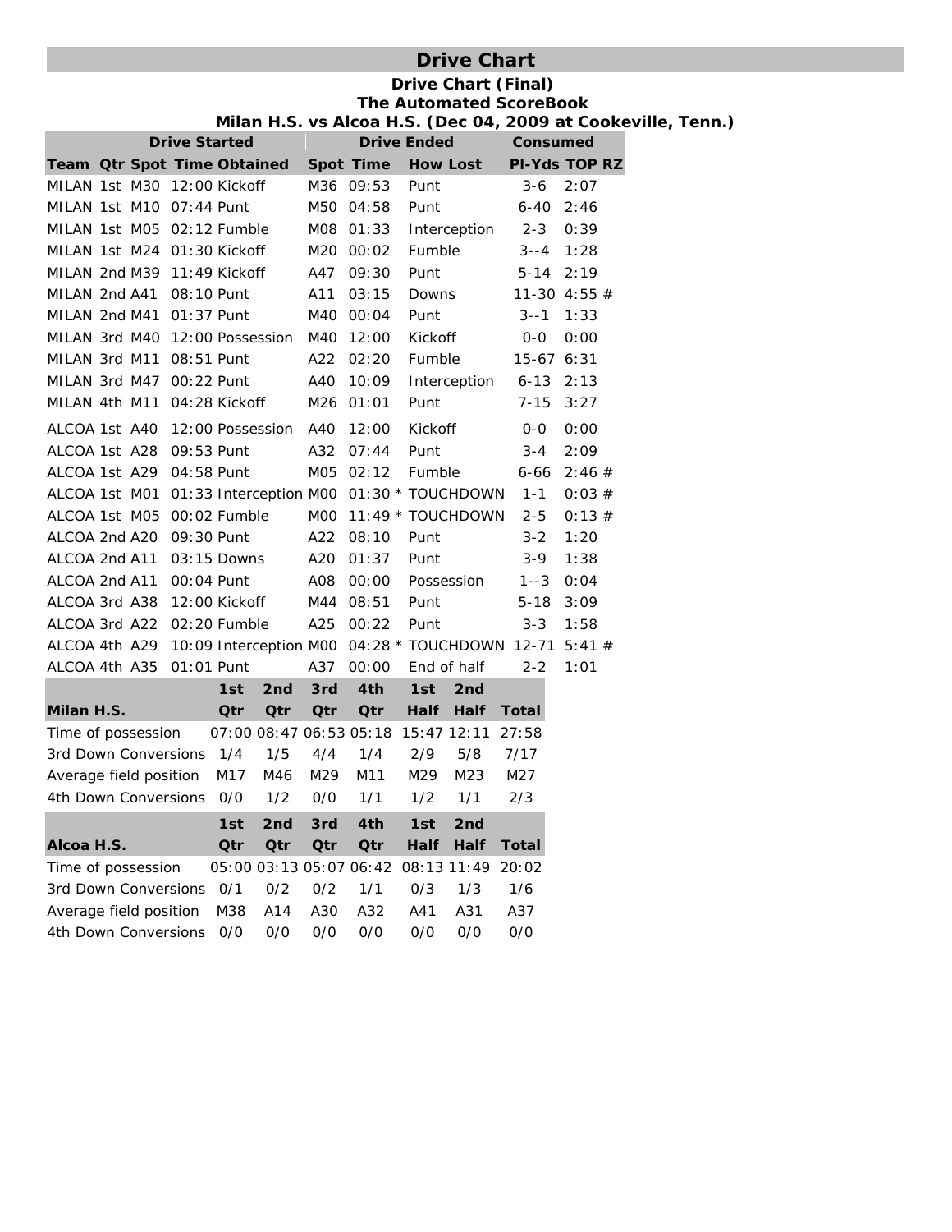# Drive Chart

**Drive Chart (Final)**
**The Automated ScoreBook**
**Milan H.S. vs Alcoa H.S. (Dec 04, 2009 at Cookeville, Tenn.)**

| Drive Started | | | | | Drive Ended | | | Consumed | | |
|---|---|---|---|---|---|---|---|---|---|---|
| **Team** | **Qtr** | **Spot** | **Time** | **Obtained** | **Spot** | **Time** | **How Lost** | **Pl-Yds** | **TOP** | **RZ** |
| MILAN | 1st | M30 | 12:00 | Kickoff | M36 | 09:53 | Punt | 3-6 | 2:07 | |
| MILAN | 1st | M10 | 07:44 | Punt | M50 | 04:58 | Punt | 6-40 | 2:46 | |
| MILAN | 1st | M05 | 02:12 | Fumble | M08 | 01:33 | Interception | 2-3 | 0:39 | |
| MILAN | 1st | M24 | 01:30 | Kickoff | M20 | 00:02 | Fumble | 3--4 | 1:28 | |
| MILAN | 2nd | M39 | 11:49 | Kickoff | A47 | 09:30 | Punt | 5-14 | 2:19 | |
| MILAN | 2nd | A41 | 08:10 | Punt | A11 | 03:15 | Downs | 11-30 | 4:55 | # |
| MILAN | 2nd | M41 | 01:37 | Punt | M40 | 00:04 | Punt | 3--1 | 1:33 | |
| MILAN | 3rd | M40 | 12:00 | Possession | M40 | 12:00 | Kickoff | 0-0 | 0:00 | |
| MILAN | 3rd | M11 | 08:51 | Punt | A22 | 02:20 | Fumble | 15-67 | 6:31 | |
| MILAN | 3rd | M47 | 00:22 | Punt | A40 | 10:09 | Interception | 6-13 | 2:13 | |
| MILAN | 4th | M11 | 04:28 | Kickoff | M26 | 01:01 | Punt | 7-15 | 3:27 | |
| ALCOA | 1st | A40 | 12:00 | Possession | A40 | 12:00 | Kickoff | 0-0 | 0:00 | |
| ALCOA | 1st | A28 | 09:53 | Punt | A32 | 07:44 | Punt | 3-4 | 2:09 | |
| ALCOA | 1st | A29 | 04:58 | Punt | M05 | 02:12 | Fumble | 6-66 | 2:46 | # |
| ALCOA | 1st | M01 | 01:33 | Interception | M00 | 01:30 | * TOUCHDOWN | 1-1 | 0:03 | # |
| ALCOA | 1st | M05 | 00:02 | Fumble | M00 | 11:49 | * TOUCHDOWN | 2-5 | 0:13 | # |
| ALCOA | 2nd | A20 | 09:30 | Punt | A22 | 08:10 | Punt | 3-2 | 1:20 | |
| ALCOA | 2nd | A11 | 03:15 | Downs | A20 | 01:37 | Punt | 3-9 | 1:38 | |
| ALCOA | 2nd | A11 | 00:04 | Punt | A08 | 00:00 | Possession | 1--3 | 0:04 | |
| ALCOA | 3rd | A38 | 12:00 | Kickoff | M44 | 08:51 | Punt | 5-18 | 3:09 | |
| ALCOA | 3rd | A22 | 02:20 | Fumble | A25 | 00:22 | Punt | 3-3 | 1:58 | |
| ALCOA | 4th | A29 | 10:09 | Interception | M00 | 04:28 | * TOUCHDOWN | 12-71 | 5:41 | # |
| ALCOA | 4th | A35 | 01:01 | Punt | A37 | 00:00 | End of half | 2-2 | 1:01 | |

| Milan H.S. | 1st Qtr | 2nd Qtr | 3rd Qtr | 4th Qtr | 1st Half | 2nd Half | Total |
|---|---|---|---|---|---|---|---|
| Time of possession | 07:00 | 08:47 | 06:53 | 05:18 | 15:47 | 12:11 | 27:58 |
| 3rd Down Conversions | 1/4 | 1/5 | 4/4 | 1/4 | 2/9 | 5/8 | 7/17 |
| Average field position | M17 | M46 | M29 | M11 | M29 | M23 | M27 |
| 4th Down Conversions | 0/0 | 1/2 | 0/0 | 1/1 | 1/2 | 1/1 | 2/3 |

| Alcoa H.S. | 1st Qtr | 2nd Qtr | 3rd Qtr | 4th Qtr | 1st Half | 2nd Half | Total |
|---|---|---|---|---|---|---|---|
| Time of possession | 05:00 | 03:13 | 05:07 | 06:42 | 08:13 | 11:49 | 20:02 |
| 3rd Down Conversions | 0/1 | 0/2 | 0/2 | 1/1 | 0/3 | 1/3 | 1/6 |
| Average field position | M38 | A14 | A30 | A32 | A41 | A31 | A37 |
| 4th Down Conversions | 0/0 | 0/0 | 0/0 | 0/0 | 0/0 | 0/0 | 0/0 |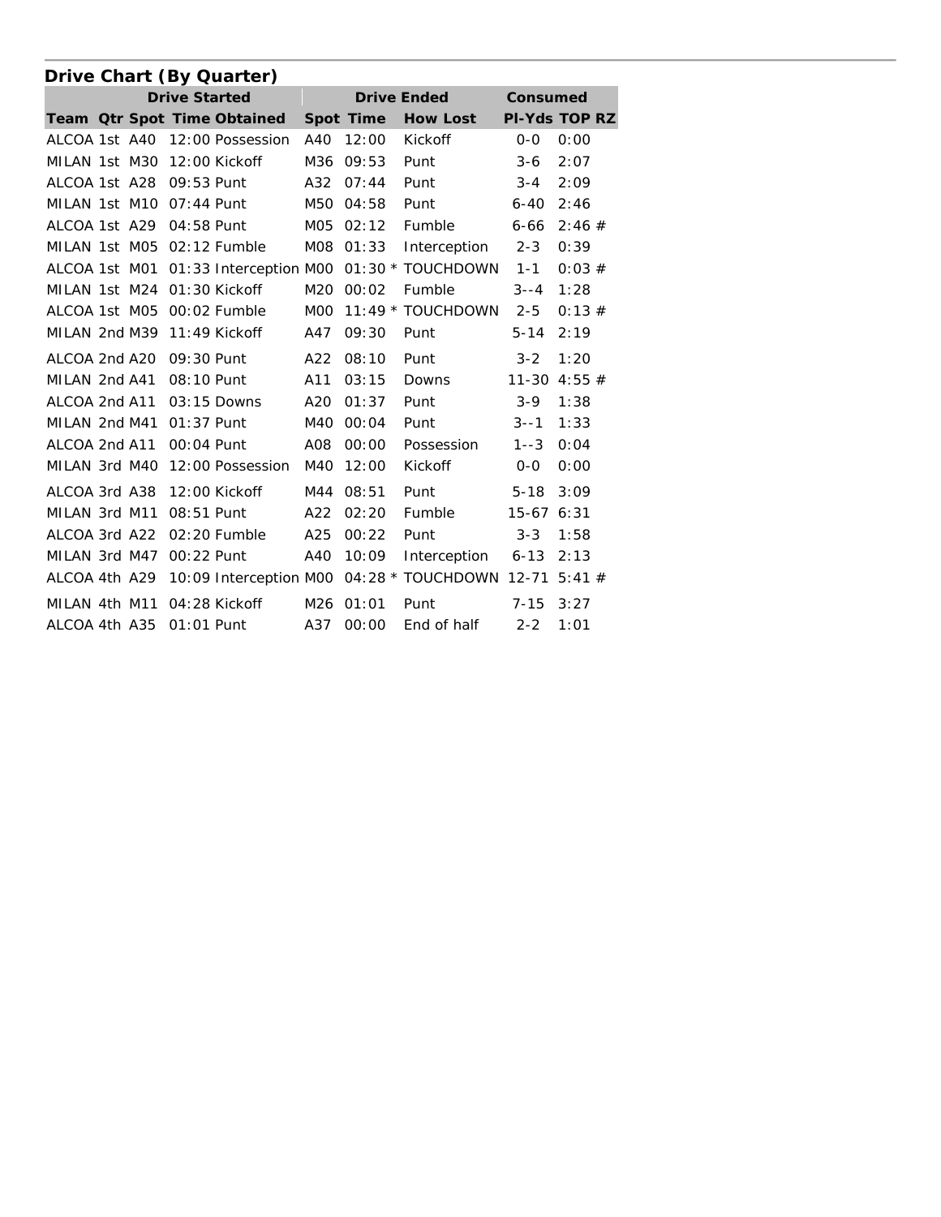## Drive Chart (By Quarter)

| Drive Started | | | | | Drive Ended | | | Consumed | | |
|---|---|---|---|---|---|---|---|---|---|---|
| Team | Qtr | Spot | Time | Obtained | Spot | Time | How Lost | Pl-Yds | TOP | RZ |
| ALCOA | 1st | A40 | 12:00 | Possession | A40 | 12:00 | Kickoff | 0-0 | 0:00 | |
| MILAN | 1st | M30 | 12:00 | Kickoff | M36 | 09:53 | Punt | 3-6 | 2:07 | |
| ALCOA | 1st | A28 | 09:53 | Punt | A32 | 07:44 | Punt | 3-4 | 2:09 | |
| MILAN | 1st | M10 | 07:44 | Punt | M50 | 04:58 | Punt | 6-40 | 2:46 | |
| ALCOA | 1st | A29 | 04:58 | Punt | M05 | 02:12 | Fumble | 6-66 | 2:46 | # |
| MILAN | 1st | M05 | 02:12 | Fumble | M08 | 01:33 | Interception | 2-3 | 0:39 | |
| ALCOA | 1st | M01 | 01:33 | Interception | M00 | 01:30 * | TOUCHDOWN | 1-1 | 0:03 | # |
| MILAN | 1st | M24 | 01:30 | Kickoff | M20 | 00:02 | Fumble | 3--4 | 1:28 | |
| ALCOA | 1st | M05 | 00:02 | Fumble | M00 | 11:49 * | TOUCHDOWN | 2-5 | 0:13 | # |
| MILAN | 2nd | M39 | 11:49 | Kickoff | A47 | 09:30 | Punt | 5-14 | 2:19 | |
| ALCOA | 2nd | A20 | 09:30 | Punt | A22 | 08:10 | Punt | 3-2 | 1:20 | |
| MILAN | 2nd | A41 | 08:10 | Punt | A11 | 03:15 | Downs | 11-30 | 4:55 | # |
| ALCOA | 2nd | A11 | 03:15 | Downs | A20 | 01:37 | Punt | 3-9 | 1:38 | |
| MILAN | 2nd | M41 | 01:37 | Punt | M40 | 00:04 | Punt | 3--1 | 1:33 | |
| ALCOA | 2nd | A11 | 00:04 | Punt | A08 | 00:00 | Possession | 1--3 | 0:04 | |
| MILAN | 3rd | M40 | 12:00 | Possession | M40 | 12:00 | Kickoff | 0-0 | 0:00 | |
| ALCOA | 3rd | A38 | 12:00 | Kickoff | M44 | 08:51 | Punt | 5-18 | 3:09 | |
| MILAN | 3rd | M11 | 08:51 | Punt | A22 | 02:20 | Fumble | 15-67 | 6:31 | |
| ALCOA | 3rd | A22 | 02:20 | Fumble | A25 | 00:22 | Punt | 3-3 | 1:58 | |
| MILAN | 3rd | M47 | 00:22 | Punt | A40 | 10:09 | Interception | 6-13 | 2:13 | |
| ALCOA | 4th | A29 | 10:09 | Interception | M00 | 04:28 * | TOUCHDOWN | 12-71 | 5:41 | # |
| MILAN | 4th | M11 | 04:28 | Kickoff | M26 | 01:01 | Punt | 7-15 | 3:27 | |
| ALCOA | 4th | A35 | 01:01 | Punt | A37 | 00:00 | End of half | 2-2 | 1:01 | |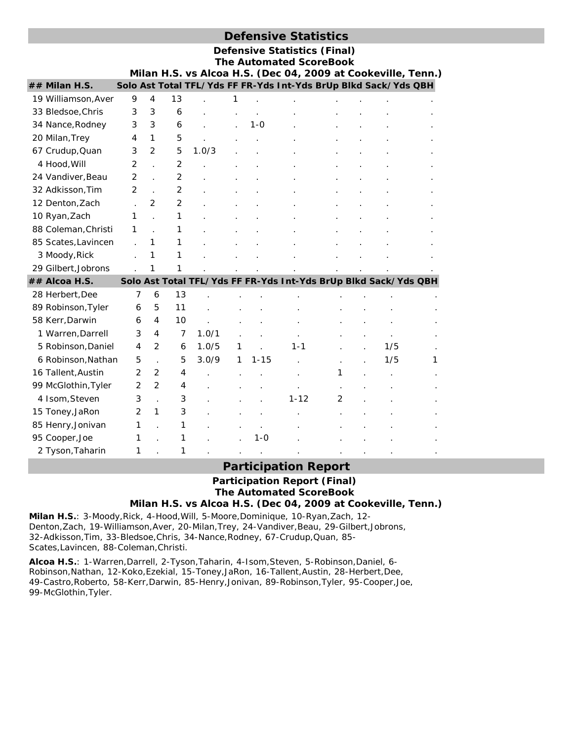## Defensive Statistics

**Defensive Statistics (Final)**
**The Automated ScoreBook**
**Milan H.S. vs Alcoa H.S. (Dec 04, 2009 at Cookeville, Tenn.)**

| ## Milan H.S. | Solo | Ast | Total | TFL/Yds | FF | FR-Yds | Int-Yds | BrUp | Blkd | Sack/Yds | QBH |
|---|---|---|---|---|---|---|---|---|---|---|---|
| 19 Williamson,Aver | 9 | 4 | 13 | . | 1 | . | . | . | . | . | . |
| 33 Bledsoe,Chris | 3 | 3 | 6 | . | . | . | . | . | . | . | . |
| 34 Nance,Rodney | 3 | 3 | 6 | . | . | 1-0 | . | . | . | . | . |
| 20 Milan,Trey | 4 | 1 | 5 | . | . | . | . | . | . | . | . |
| 67 Crudup,Quan | 3 | 2 | 5 | 1.0/3 | . | . | . | . | . | . | . |
| 4 Hood,Will | 2 | . | 2 | . | . | . | . | . | . | . | . |
| 24 Vandiver,Beau | 2 | . | 2 | . | . | . | . | . | . | . | . |
| 32 Adkisson,Tim | 2 | . | 2 | . | . | . | . | . | . | . | . |
| 12 Denton,Zach | . | 2 | 2 | . | . | . | . | . | . | . | . |
| 10 Ryan,Zach | 1 | . | 1 | . | . | . | . | . | . | . | . |
| 88 Coleman,Christi | 1 | . | 1 | . | . | . | . | . | . | . | . |
| 85 Scates,Lavincen | . | 1 | 1 | . | . | . | . | . | . | . | . |
| 3 Moody,Rick | . | 1 | 1 | . | . | . | . | . | . | . | . |
| 29 Gilbert,Jobrons | . | 1 | 1 | . | . | . | . | . | . | . | . |

| ## Alcoa H.S. | Solo | Ast | Total | TFL/Yds | FF | FR-Yds | Int-Yds | BrUp | Blkd | Sack/Yds | QBH |
|---|---|---|---|---|---|---|---|---|---|---|---|
| 28 Herbert,Dee | 7 | 6 | 13 | . | . | . | . | . | . | . | . |
| 89 Robinson,Tyler | 6 | 5 | 11 | . | . | . | . | . | . | . | . |
| 58 Kerr,Darwin | 6 | 4 | 10 | . | . | . | . | . | . | . | . |
| 1 Warren,Darrell | 3 | 4 | 7 | 1.0/1 | . | . | . | . | . | . | . |
| 5 Robinson,Daniel | 4 | 2 | 6 | 1.0/5 | 1 | . | 1-1 | . | . | 1/5 | . |
| 6 Robinson,Nathan | 5 | . | 5 | 3.0/9 | 1 | 1-15 | . | . | . | 1/5 | 1 |
| 16 Tallent,Austin | 2 | 2 | 4 | . | . | . | . | 1 | . | . | . |
| 99 McGlothin,Tyler | 2 | 2 | 4 | . | . | . | . | . | . | . | . |
| 4 Isom,Steven | 3 | . | 3 | . | . | . | 1-12 | 2 | . | . | . |
| 15 Toney,JaRon | 2 | 1 | 3 | . | . | . | . | . | . | . | . |
| 85 Henry,Jonivan | 1 | . | 1 | . | . | . | . | . | . | . | . |
| 95 Cooper,Joe | 1 | . | 1 | . | . | 1-0 | . | . | . | . | . |
| 2 Tyson,Taharin | 1 | . | 1 | . | . | . | . | . | . | . | . |

## Participation Report

**Participation Report (Final)**
**The Automated ScoreBook**
**Milan H.S. vs Alcoa H.S. (Dec 04, 2009 at Cookeville, Tenn.)**

**Milan H.S.**: 3-Moody,Rick, 4-Hood,Will, 5-Moore,Dominique, 10-Ryan,Zach, 12-Denton,Zach, 19-Williamson,Aver, 20-Milan,Trey, 24-Vandiver,Beau, 29-Gilbert,Jobrons, 32-Adkisson,Tim, 33-Bledsoe,Chris, 34-Nance,Rodney, 67-Crudup,Quan, 85-Scates,Lavincen, 88-Coleman,Christi.

**Alcoa H.S.**: 1-Warren,Darrell, 2-Tyson,Taharin, 4-Isom,Steven, 5-Robinson,Daniel, 6-Robinson,Nathan, 12-Koko,Ezekial, 15-Toney,JaRon, 16-Tallent,Austin, 28-Herbert,Dee, 49-Castro,Roberto, 58-Kerr,Darwin, 85-Henry,Jonivan, 89-Robinson,Tyler, 95-Cooper,Joe, 99-McGlothin,Tyler.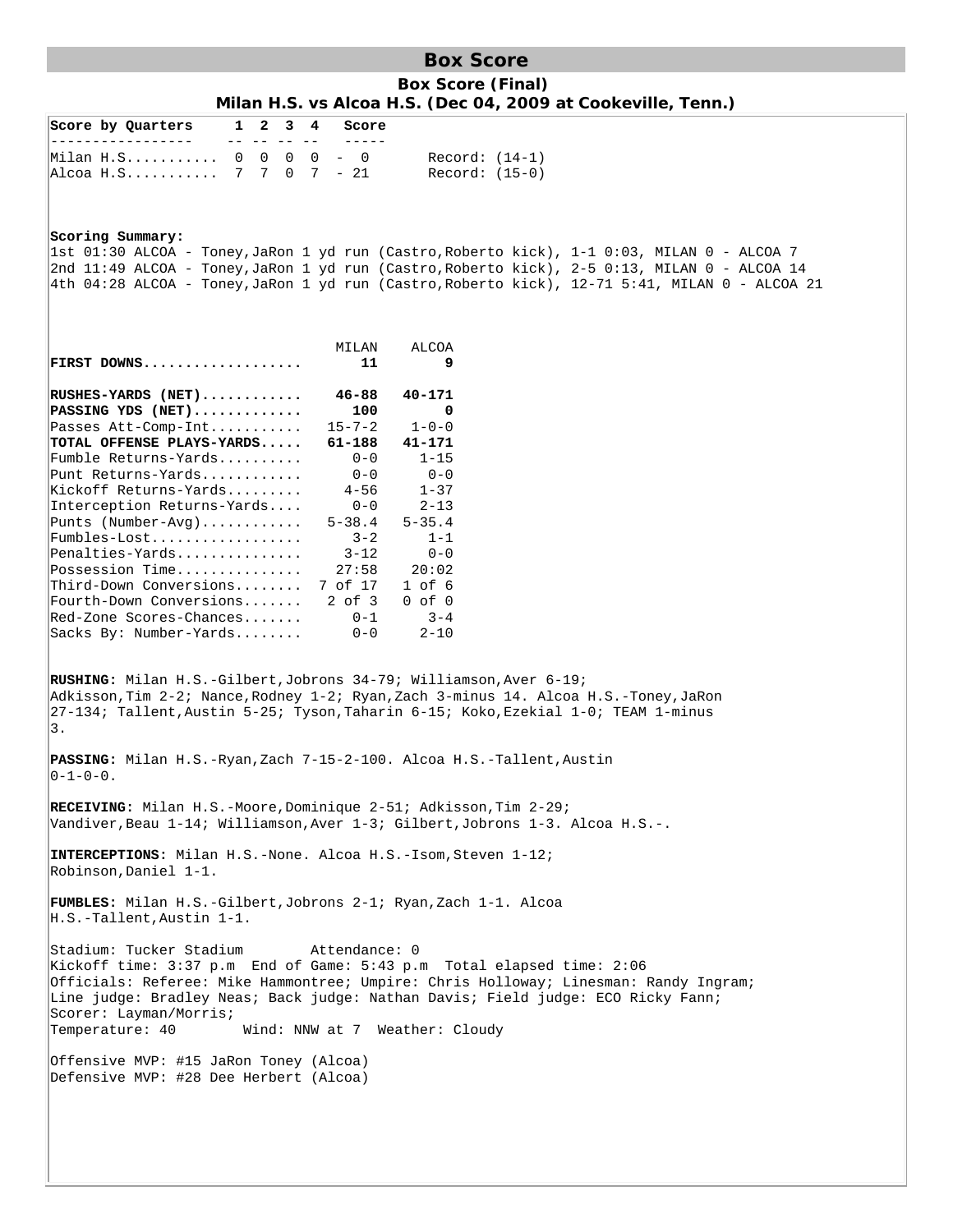# Box Score

## Box Score (Final)

### Milan H.S. vs Alcoa H.S. (Dec 04, 2009 at Cookeville, Tenn.)

| Score by Quarters | 1 | 2 | 3 | 4 | Score | |
|---|---|---|---|---|---|---|
| Milan H.S. | 0 | 0 | 0 | 0 | 0 | Record: (14-1) |
| Alcoa H.S. | 7 | 7 | 0 | 7 | 21 | Record: (15-0) |

**Scoring Summary:**

1st 01:30 ALCOA - Toney,JaRon 1 yd run (Castro,Roberto kick), 1-1 0:03, MILAN 0 - ALCOA 7
2nd 11:49 ALCOA - Toney,JaRon 1 yd run (Castro,Roberto kick), 2-5 0:13, MILAN 0 - ALCOA 14
4th 04:28 ALCOA - Toney,JaRon 1 yd run (Castro,Roberto kick), 12-71 5:41, MILAN 0 - ALCOA 21

| | MILAN | ALCOA |
|---|---|---|
| **FIRST DOWNS** | **11** | **9** |
| **RUSHES-YARDS (NET)** | **46-88** | **40-171** |
| **PASSING YDS (NET)** | **100** | **0** |
| Passes Att-Comp-Int | 15-7-2 | 1-0-0 |
| **TOTAL OFFENSE PLAYS-YARDS** | **61-188** | **41-171** |
| Fumble Returns-Yards | 0-0 | 1-15 |
| Punt Returns-Yards | 0-0 | 0-0 |
| Kickoff Returns-Yards | 4-56 | 1-37 |
| Interception Returns-Yards | 0-0 | 2-13 |
| Punts (Number-Avg) | 5-38.4 | 5-35.4 |
| Fumbles-Lost | 3-2 | 1-1 |
| Penalties-Yards | 3-12 | 0-0 |
| Possession Time | 27:58 | 20:02 |
| Third-Down Conversions | 7 of 17 | 1 of 6 |
| Fourth-Down Conversions | 2 of 3 | 0 of 0 |
| Red-Zone Scores-Chances | 0-1 | 3-4 |
| Sacks By: Number-Yards | 0-0 | 2-10 |

**RUSHING:** Milan H.S.-Gilbert,Jobrons 34-79; Williamson,Aver 6-19; Adkisson,Tim 2-2; Nance,Rodney 1-2; Ryan,Zach 3-minus 14. Alcoa H.S.-Toney,JaRon 27-134; Tallent,Austin 5-25; Tyson,Taharin 6-15; Koko,Ezekial 1-0; TEAM 1-minus 3.

**PASSING:** Milan H.S.-Ryan,Zach 7-15-2-100. Alcoa H.S.-Tallent,Austin 0-1-0-0.

**RECEIVING:** Milan H.S.-Moore,Dominique 2-51; Adkisson,Tim 2-29; Vandiver,Beau 1-14; Williamson,Aver 1-3; Gilbert,Jobrons 1-3. Alcoa H.S.-.

**INTERCEPTIONS:** Milan H.S.-None. Alcoa H.S.-Isom,Steven 1-12; Robinson,Daniel 1-1.

**FUMBLES:** Milan H.S.-Gilbert,Jobrons 2-1; Ryan,Zach 1-1. Alcoa H.S.-Tallent,Austin 1-1.

Stadium: Tucker Stadium Attendance: 0
Kickoff time: 3:37 p.m End of Game: 5:43 p.m Total elapsed time: 2:06
Officials: Referee: Mike Hammontree; Umpire: Chris Holloway; Linesman: Randy Ingram; Line judge: Bradley Neas; Back judge: Nathan Davis; Field judge: ECO Ricky Fann;
Scorer: Layman/Morris;
Temperature: 40 Wind: NNW at 7 Weather: Cloudy

Offensive MVP: #15 JaRon Toney (Alcoa)
Defensive MVP: #28 Dee Herbert (Alcoa)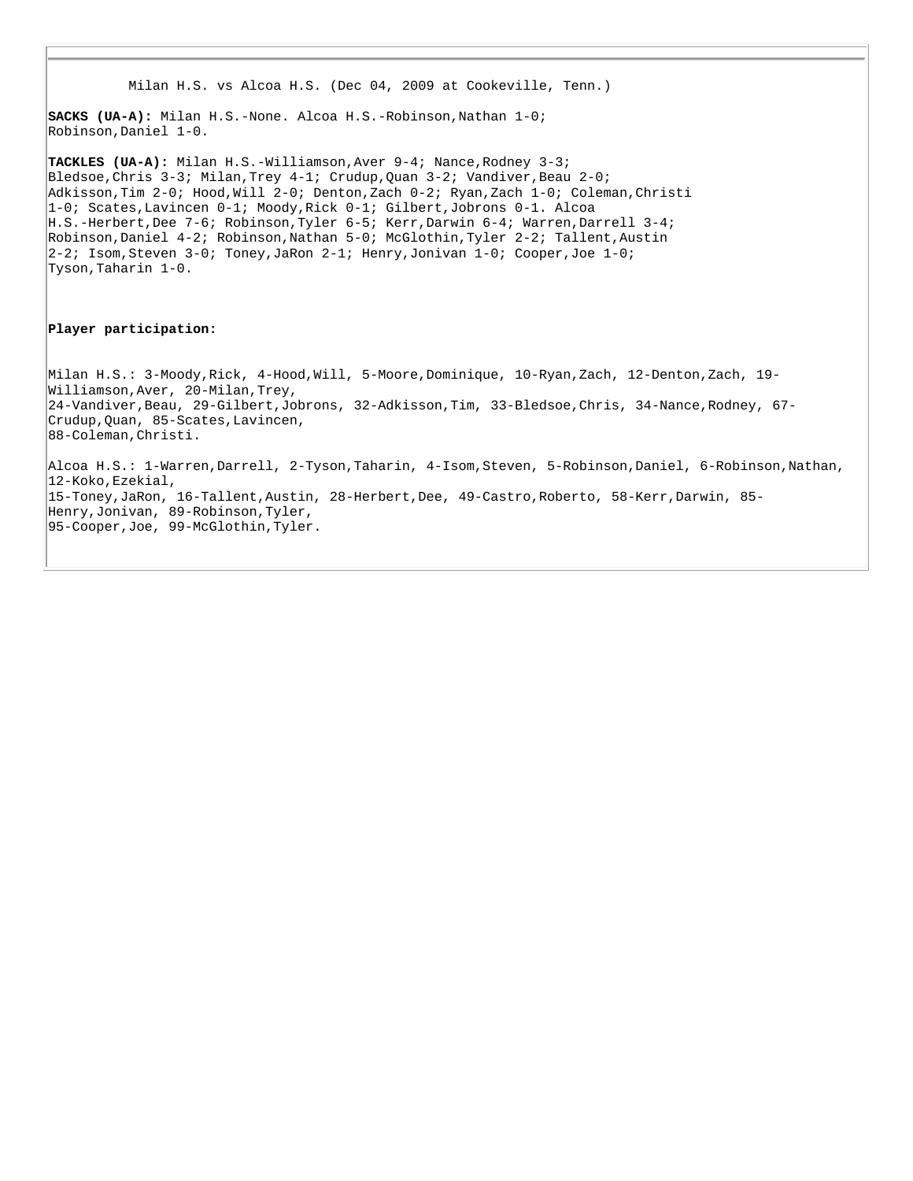Milan H.S. vs Alcoa H.S. (Dec 04, 2009 at Cookeville, Tenn.)

**SACKS (UA-A):** Milan H.S.-None. Alcoa H.S.-Robinson,Nathan 1-0; Robinson,Daniel 1-0.

**TACKLES (UA-A):** Milan H.S.-Williamson,Aver 9-4; Nance,Rodney 3-3; Bledsoe,Chris 3-3; Milan,Trey 4-1; Crudup,Quan 3-2; Vandiver,Beau 2-0; Adkisson,Tim 2-0; Hood,Will 2-0; Denton,Zach 0-2; Ryan,Zach 1-0; Coleman,Christi 1-0; Scates,Lavincen 0-1; Moody,Rick 0-1; Gilbert,Jobrons 0-1. Alcoa H.S.-Herbert,Dee 7-6; Robinson,Tyler 6-5; Kerr,Darwin 6-4; Warren,Darrell 3-4; Robinson,Daniel 4-2; Robinson,Nathan 5-0; McGlothin,Tyler 2-2; Tallent,Austin 2-2; Isom,Steven 3-0; Toney,JaRon 2-1; Henry,Jonivan 1-0; Cooper,Joe 1-0; Tyson,Taharin 1-0.

**Player participation:**

Milan H.S.: 3-Moody,Rick, 4-Hood,Will, 5-Moore,Dominique, 10-Ryan,Zach, 12-Denton,Zach, 19-Williamson,Aver, 20-Milan,Trey,
24-Vandiver,Beau, 29-Gilbert,Jobrons, 32-Adkisson,Tim, 33-Bledsoe,Chris, 34-Nance,Rodney, 67-Crudup,Quan, 85-Scates,Lavincen,
88-Coleman,Christi.

Alcoa H.S.: 1-Warren,Darrell, 2-Tyson,Taharin, 4-Isom,Steven, 5-Robinson,Daniel, 6-Robinson,Nathan, 12-Koko,Ezekial,
15-Toney,JaRon, 16-Tallent,Austin, 28-Herbert,Dee, 49-Castro,Roberto, 58-Kerr,Darwin, 85-Henry,Jonivan, 89-Robinson,Tyler,
95-Cooper,Joe, 99-McGlothin,Tyler.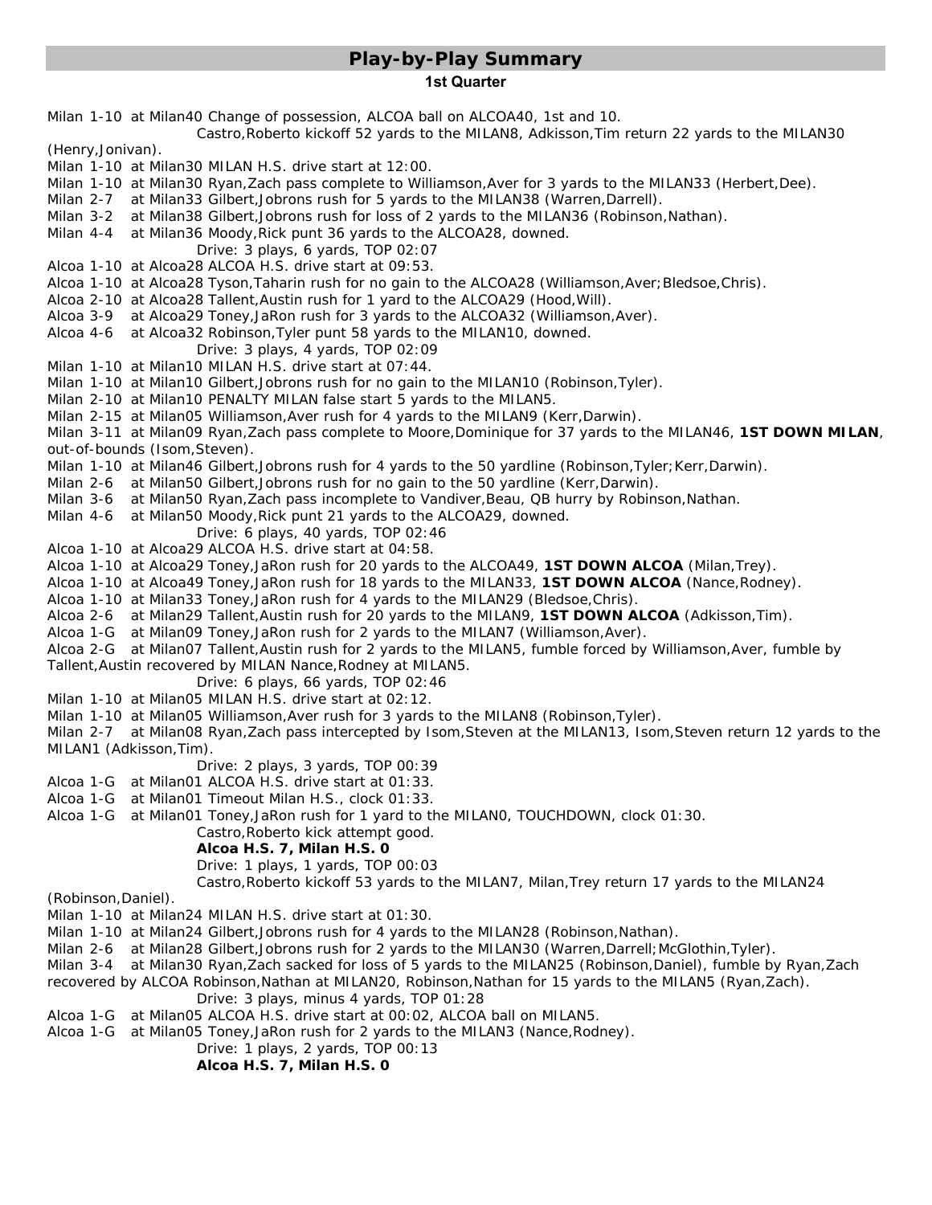## Play-by-Play Summary

### 1st Quarter

Milan 1-10 at Milan40 Change of possession, ALCOA ball on ALCOA40, 1st and 10.
Castro,Roberto kickoff 52 yards to the MILAN8, Adkisson,Tim return 22 yards to the MILAN30 (Henry,Jonivan).
Milan 1-10 at Milan30 MILAN H.S. drive start at 12:00.
Milan 1-10 at Milan30 Ryan,Zach pass complete to Williamson,Aver for 3 yards to the MILAN33 (Herbert,Dee).
Milan 2-7 at Milan33 Gilbert,Jobrons rush for 5 yards to the MILAN38 (Warren,Darrell).
Milan 3-2 at Milan38 Gilbert,Jobrons rush for loss of 2 yards to the MILAN36 (Robinson,Nathan).
Milan 4-4 at Milan36 Moody,Rick punt 36 yards to the ALCOA28, downed.
Drive: 3 plays, 6 yards, TOP 02:07
Alcoa 1-10 at Alcoa28 ALCOA H.S. drive start at 09:53.
Alcoa 1-10 at Alcoa28 Tyson,Taharin rush for no gain to the ALCOA28 (Williamson,Aver;Bledsoe,Chris).
Alcoa 2-10 at Alcoa28 Tallent,Austin rush for 1 yard to the ALCOA29 (Hood,Will).
Alcoa 3-9 at Alcoa29 Toney,JaRon rush for 3 yards to the ALCOA32 (Williamson,Aver).
Alcoa 4-6 at Alcoa32 Robinson,Tyler punt 58 yards to the MILAN10, downed.
Drive: 3 plays, 4 yards, TOP 02:09
Milan 1-10 at Milan10 MILAN H.S. drive start at 07:44.
Milan 1-10 at Milan10 Gilbert,Jobrons rush for no gain to the MILAN10 (Robinson,Tyler).
Milan 2-10 at Milan10 PENALTY MILAN false start 5 yards to the MILAN5.
Milan 2-15 at Milan05 Williamson,Aver rush for 4 yards to the MILAN9 (Kerr,Darwin).
Milan 3-11 at Milan09 Ryan,Zach pass complete to Moore,Dominique for 37 yards to the MILAN46, **1ST DOWN MILAN**, out-of-bounds (Isom,Steven).
Milan 1-10 at Milan46 Gilbert,Jobrons rush for 4 yards to the 50 yardline (Robinson,Tyler;Kerr,Darwin).
Milan 2-6 at Milan50 Gilbert,Jobrons rush for no gain to the 50 yardline (Kerr,Darwin).
Milan 3-6 at Milan50 Ryan,Zach pass incomplete to Vandiver,Beau, QB hurry by Robinson,Nathan.
Milan 4-6 at Milan50 Moody,Rick punt 21 yards to the ALCOA29, downed.
Drive: 6 plays, 40 yards, TOP 02:46
Alcoa 1-10 at Alcoa29 ALCOA H.S. drive start at 04:58.
Alcoa 1-10 at Alcoa29 Toney,JaRon rush for 20 yards to the ALCOA49, **1ST DOWN ALCOA** (Milan,Trey).
Alcoa 1-10 at Alcoa49 Toney,JaRon rush for 18 yards to the MILAN33, **1ST DOWN ALCOA** (Nance,Rodney).
Alcoa 1-10 at Milan33 Toney,JaRon rush for 4 yards to the MILAN29 (Bledsoe,Chris).
Alcoa 2-6 at Milan29 Tallent,Austin rush for 20 yards to the MILAN9, **1ST DOWN ALCOA** (Adkisson,Tim).
Alcoa 1-G at Milan09 Toney,JaRon rush for 2 yards to the MILAN7 (Williamson,Aver).
Alcoa 2-G at Milan07 Tallent,Austin rush for 2 yards to the MILAN5, fumble forced by Williamson,Aver, fumble by Tallent,Austin recovered by MILAN Nance,Rodney at MILAN5.
Drive: 6 plays, 66 yards, TOP 02:46
Milan 1-10 at Milan05 MILAN H.S. drive start at 02:12.
Milan 1-10 at Milan05 Williamson,Aver rush for 3 yards to the MILAN8 (Robinson,Tyler).
Milan 2-7 at Milan08 Ryan,Zach pass intercepted by Isom,Steven at the MILAN13, Isom,Steven return 12 yards to the MILAN1 (Adkisson,Tim).
Drive: 2 plays, 3 yards, TOP 00:39
Alcoa 1-G at Milan01 ALCOA H.S. drive start at 01:33.
Alcoa 1-G at Milan01 Timeout Milan H.S., clock 01:33.
Alcoa 1-G at Milan01 Toney,JaRon rush for 1 yard to the MILAN0, TOUCHDOWN, clock 01:30.
Castro,Roberto kick attempt good.
**Alcoa H.S. 7, Milan H.S. 0**
Drive: 1 plays, 1 yards, TOP 00:03
Castro,Roberto kickoff 53 yards to the MILAN7, Milan,Trey return 17 yards to the MILAN24 (Robinson,Daniel).
Milan 1-10 at Milan24 MILAN H.S. drive start at 01:30.
Milan 1-10 at Milan24 Gilbert,Jobrons rush for 4 yards to the MILAN28 (Robinson,Nathan).
Milan 2-6 at Milan28 Gilbert,Jobrons rush for 2 yards to the MILAN30 (Warren,Darrell;McGlothin,Tyler).
Milan 3-4 at Milan30 Ryan,Zach sacked for loss of 5 yards to the MILAN25 (Robinson,Daniel), fumble by Ryan,Zach recovered by ALCOA Robinson,Nathan at MILAN20, Robinson,Nathan for 15 yards to the MILAN5 (Ryan,Zach).
Drive: 3 plays, minus 4 yards, TOP 01:28
Alcoa 1-G at Milan05 ALCOA H.S. drive start at 00:02, ALCOA ball on MILAN5.
Alcoa 1-G at Milan05 Toney,JaRon rush for 2 yards to the MILAN3 (Nance,Rodney).
Drive: 1 plays, 2 yards, TOP 00:13
**Alcoa H.S. 7, Milan H.S. 0**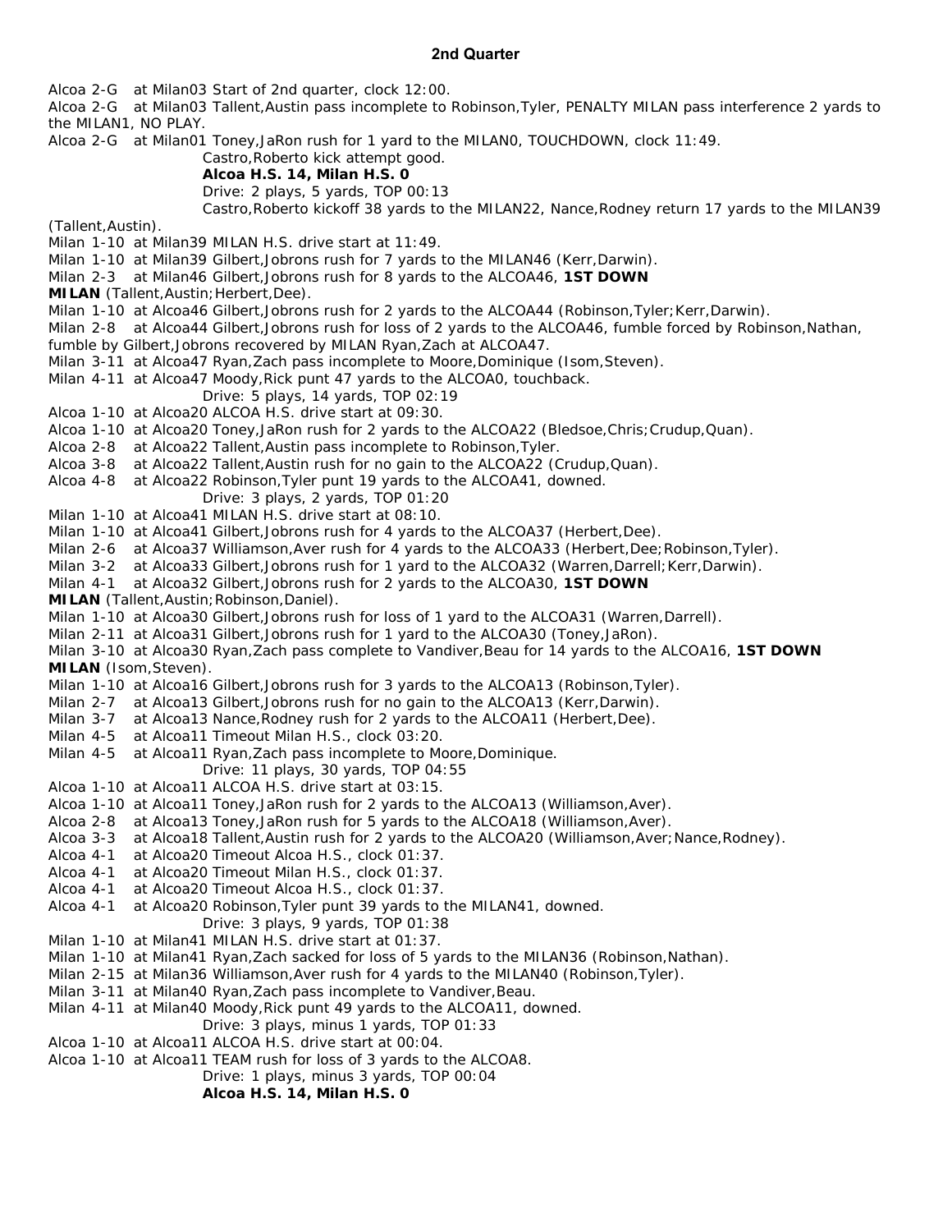## 2nd Quarter

Alcoa 2-G at Milan03 Start of 2nd quarter, clock 12:00.

Alcoa 2-G at Milan03 Tallent,Austin pass incomplete to Robinson,Tyler, PENALTY MILAN pass interference 2 yards to the MILAN1, NO PLAY.

Alcoa 2-G at Milan01 Toney,JaRon rush for 1 yard to the MILAN0, TOUCHDOWN, clock 11:49.

Castro,Roberto kick attempt good.

**Alcoa H.S. 14, Milan H.S. 0**

Drive: 2 plays, 5 yards, TOP 00:13

Castro,Roberto kickoff 38 yards to the MILAN22, Nance,Rodney return 17 yards to the MILAN39 (Tallent,Austin).

Milan 1-10 at Milan39 MILAN H.S. drive start at 11:49.

Milan 1-10 at Milan39 Gilbert,Jobrons rush for 7 yards to the MILAN46 (Kerr,Darwin).

Milan 2-3 at Milan46 Gilbert,Jobrons rush for 8 yards to the ALCOA46, **1ST DOWN MILAN** (Tallent,Austin;Herbert,Dee).

Milan 1-10 at Alcoa46 Gilbert,Jobrons rush for 2 yards to the ALCOA44 (Robinson,Tyler;Kerr,Darwin).

Milan 2-8 at Alcoa44 Gilbert,Jobrons rush for loss of 2 yards to the ALCOA46, fumble forced by Robinson,Nathan, fumble by Gilbert,Jobrons recovered by MILAN Ryan,Zach at ALCOA47.

Milan 3-11 at Alcoa47 Ryan,Zach pass incomplete to Moore,Dominique (Isom,Steven).

Milan 4-11 at Alcoa47 Moody,Rick punt 47 yards to the ALCOA0, touchback.

Drive: 5 plays, 14 yards, TOP 02:19

Alcoa 1-10 at Alcoa20 ALCOA H.S. drive start at 09:30.

Alcoa 1-10 at Alcoa20 Toney,JaRon rush for 2 yards to the ALCOA22 (Bledsoe,Chris;Crudup,Quan).

Alcoa 2-8 at Alcoa22 Tallent,Austin pass incomplete to Robinson,Tyler.

Alcoa 3-8 at Alcoa22 Tallent,Austin rush for no gain to the ALCOA22 (Crudup,Quan).

Alcoa 4-8 at Alcoa22 Robinson,Tyler punt 19 yards to the ALCOA41, downed.

Drive: 3 plays, 2 yards, TOP 01:20

Milan 1-10 at Alcoa41 MILAN H.S. drive start at 08:10.

Milan 1-10 at Alcoa41 Gilbert,Jobrons rush for 4 yards to the ALCOA37 (Herbert,Dee).

Milan 2-6 at Alcoa37 Williamson,Aver rush for 4 yards to the ALCOA33 (Herbert,Dee;Robinson,Tyler).

Milan 3-2 at Alcoa33 Gilbert,Jobrons rush for 1 yard to the ALCOA32 (Warren,Darrell;Kerr,Darwin).

Milan 4-1 at Alcoa32 Gilbert,Jobrons rush for 2 yards to the ALCOA30, **1ST DOWN MILAN** (Tallent,Austin;Robinson,Daniel).

Milan 1-10 at Alcoa30 Gilbert,Jobrons rush for loss of 1 yard to the ALCOA31 (Warren,Darrell).

Milan 2-11 at Alcoa31 Gilbert,Jobrons rush for 1 yard to the ALCOA30 (Toney,JaRon).

Milan 3-10 at Alcoa30 Ryan,Zach pass complete to Vandiver,Beau for 14 yards to the ALCOA16, **1ST DOWN MILAN** (Isom,Steven).

Milan 1-10 at Alcoa16 Gilbert,Jobrons rush for 3 yards to the ALCOA13 (Robinson,Tyler).

Milan 2-7 at Alcoa13 Gilbert,Jobrons rush for no gain to the ALCOA13 (Kerr,Darwin).

Milan 3-7 at Alcoa13 Nance,Rodney rush for 2 yards to the ALCOA11 (Herbert,Dee).

Milan 4-5 at Alcoa11 Timeout Milan H.S., clock 03:20.

Milan 4-5 at Alcoa11 Ryan,Zach pass incomplete to Moore,Dominique.

Drive: 11 plays, 30 yards, TOP 04:55

Alcoa 1-10 at Alcoa11 ALCOA H.S. drive start at 03:15.

Alcoa 1-10 at Alcoa11 Toney,JaRon rush for 2 yards to the ALCOA13 (Williamson,Aver).

Alcoa 2-8 at Alcoa13 Toney,JaRon rush for 5 yards to the ALCOA18 (Williamson,Aver).

Alcoa 3-3 at Alcoa18 Tallent,Austin rush for 2 yards to the ALCOA20 (Williamson,Aver;Nance,Rodney).

Alcoa 4-1 at Alcoa20 Timeout Alcoa H.S., clock 01:37.

Alcoa 4-1 at Alcoa20 Timeout Milan H.S., clock 01:37.

Alcoa 4-1 at Alcoa20 Timeout Alcoa H.S., clock 01:37.

Alcoa 4-1 at Alcoa20 Robinson,Tyler punt 39 yards to the MILAN41, downed.

Drive: 3 plays, 9 yards, TOP 01:38

Milan 1-10 at Milan41 MILAN H.S. drive start at 01:37.

Milan 1-10 at Milan41 Ryan,Zach sacked for loss of 5 yards to the MILAN36 (Robinson,Nathan).

Milan 2-15 at Milan36 Williamson,Aver rush for 4 yards to the MILAN40 (Robinson,Tyler).

Milan 3-11 at Milan40 Ryan,Zach pass incomplete to Vandiver,Beau.

Milan 4-11 at Milan40 Moody,Rick punt 49 yards to the ALCOA11, downed.

Drive: 3 plays, minus 1 yards, TOP 01:33

Alcoa 1-10 at Alcoa11 ALCOA H.S. drive start at 00:04.

Alcoa 1-10 at Alcoa11 TEAM rush for loss of 3 yards to the ALCOA8.

Drive: 1 plays, minus 3 yards, TOP 00:04

**Alcoa H.S. 14, Milan H.S. 0**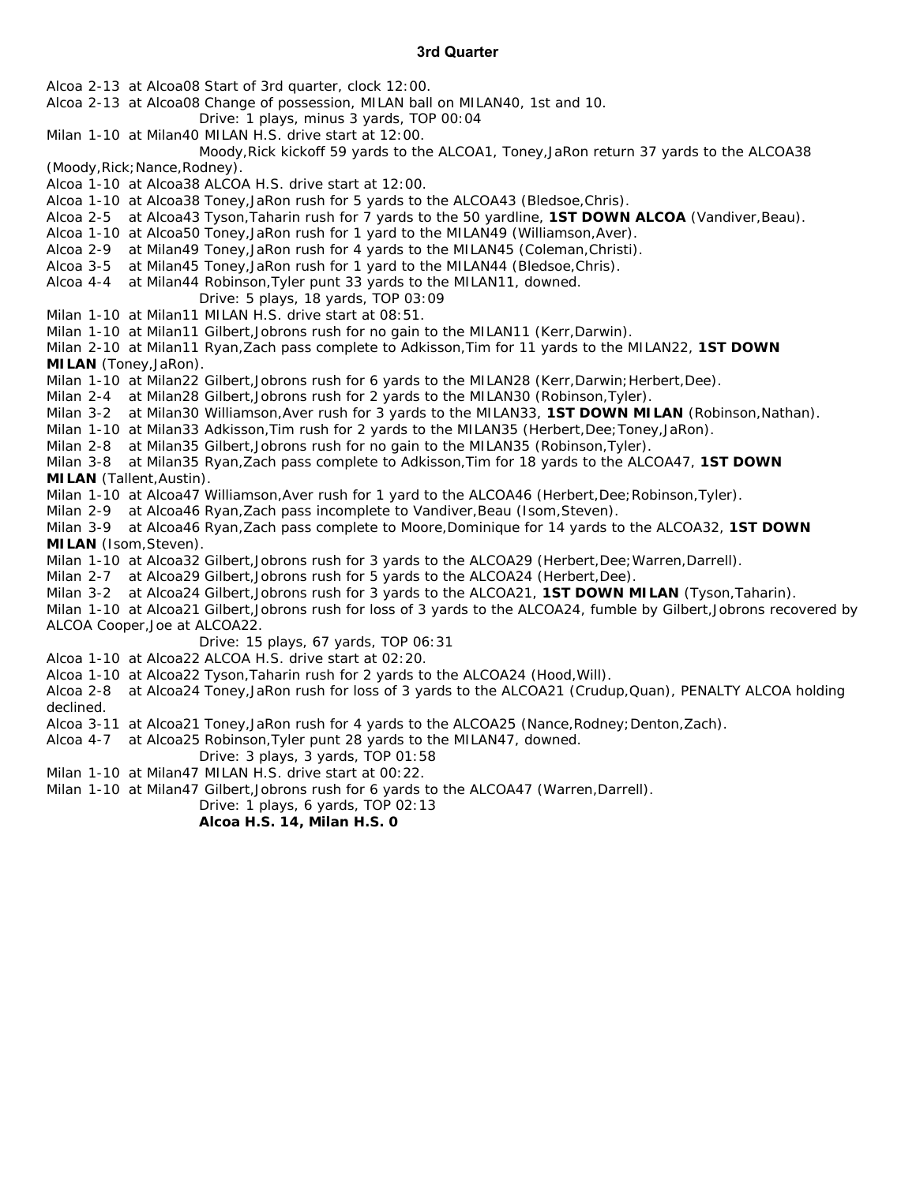### 3rd Quarter

Alcoa 2-13 at Alcoa08 Start of 3rd quarter, clock 12:00.
Alcoa 2-13 at Alcoa08 Change of possession, MILAN ball on MILAN40, 1st and 10.
Drive: 1 plays, minus 3 yards, TOP 00:04
Milan 1-10 at Milan40 MILAN H.S. drive start at 12:00.
Moody,Rick kickoff 59 yards to the ALCOA1, Toney,JaRon return 37 yards to the ALCOA38 (Moody,Rick;Nance,Rodney).
Alcoa 1-10 at Alcoa38 ALCOA H.S. drive start at 12:00.
Alcoa 1-10 at Alcoa38 Toney,JaRon rush for 5 yards to the ALCOA43 (Bledsoe,Chris).
Alcoa 2-5 at Alcoa43 Tyson,Taharin rush for 7 yards to the 50 yardline, **1ST DOWN ALCOA** (Vandiver,Beau).
Alcoa 1-10 at Alcoa50 Toney,JaRon rush for 1 yard to the MILAN49 (Williamson,Aver).
Alcoa 2-9 at Milan49 Toney,JaRon rush for 4 yards to the MILAN45 (Coleman,Christi).
Alcoa 3-5 at Milan45 Toney,JaRon rush for 1 yard to the MILAN44 (Bledsoe,Chris).
Alcoa 4-4 at Milan44 Robinson,Tyler punt 33 yards to the MILAN11, downed.
Drive: 5 plays, 18 yards, TOP 03:09
Milan 1-10 at Milan11 MILAN H.S. drive start at 08:51.
Milan 1-10 at Milan11 Gilbert,Jobrons rush for no gain to the MILAN11 (Kerr,Darwin).
Milan 2-10 at Milan11 Ryan,Zach pass complete to Adkisson,Tim for 11 yards to the MILAN22, **1ST DOWN MILAN** (Toney,JaRon).
Milan 1-10 at Milan22 Gilbert,Jobrons rush for 6 yards to the MILAN28 (Kerr,Darwin;Herbert,Dee).
Milan 2-4 at Milan28 Gilbert,Jobrons rush for 2 yards to the MILAN30 (Robinson,Tyler).
Milan 3-2 at Milan30 Williamson,Aver rush for 3 yards to the MILAN33, **1ST DOWN MILAN** (Robinson,Nathan).
Milan 1-10 at Milan33 Adkisson,Tim rush for 2 yards to the MILAN35 (Herbert,Dee;Toney,JaRon).
Milan 2-8 at Milan35 Gilbert,Jobrons rush for no gain to the MILAN35 (Robinson,Tyler).
Milan 3-8 at Milan35 Ryan,Zach pass complete to Adkisson,Tim for 18 yards to the ALCOA47, **1ST DOWN MILAN** (Tallent,Austin).
Milan 1-10 at Alcoa47 Williamson,Aver rush for 1 yard to the ALCOA46 (Herbert,Dee;Robinson,Tyler).
Milan 2-9 at Alcoa46 Ryan,Zach pass incomplete to Vandiver,Beau (Isom,Steven).
Milan 3-9 at Alcoa46 Ryan,Zach pass complete to Moore,Dominique for 14 yards to the ALCOA32, **1ST DOWN MILAN** (Isom,Steven).
Milan 1-10 at Alcoa32 Gilbert,Jobrons rush for 3 yards to the ALCOA29 (Herbert,Dee;Warren,Darrell).
Milan 2-7 at Alcoa29 Gilbert,Jobrons rush for 5 yards to the ALCOA24 (Herbert,Dee).
Milan 3-2 at Alcoa24 Gilbert,Jobrons rush for 3 yards to the ALCOA21, **1ST DOWN MILAN** (Tyson,Taharin).
Milan 1-10 at Alcoa21 Gilbert,Jobrons rush for loss of 3 yards to the ALCOA24, fumble by Gilbert,Jobrons recovered by ALCOA Cooper,Joe at ALCOA22.
Drive: 15 plays, 67 yards, TOP 06:31
Alcoa 1-10 at Alcoa22 ALCOA H.S. drive start at 02:20.
Alcoa 1-10 at Alcoa22 Tyson,Taharin rush for 2 yards to the ALCOA24 (Hood,Will).
Alcoa 2-8 at Alcoa24 Toney,JaRon rush for loss of 3 yards to the ALCOA21 (Crudup,Quan), PENALTY ALCOA holding declined.
Alcoa 3-11 at Alcoa21 Toney,JaRon rush for 4 yards to the ALCOA25 (Nance,Rodney;Denton,Zach).
Alcoa 4-7 at Alcoa25 Robinson,Tyler punt 28 yards to the MILAN47, downed.
Drive: 3 plays, 3 yards, TOP 01:58
Milan 1-10 at Milan47 MILAN H.S. drive start at 00:22.
Milan 1-10 at Milan47 Gilbert,Jobrons rush for 6 yards to the ALCOA47 (Warren,Darrell).
Drive: 1 plays, 6 yards, TOP 02:13
**Alcoa H.S. 14, Milan H.S. 0**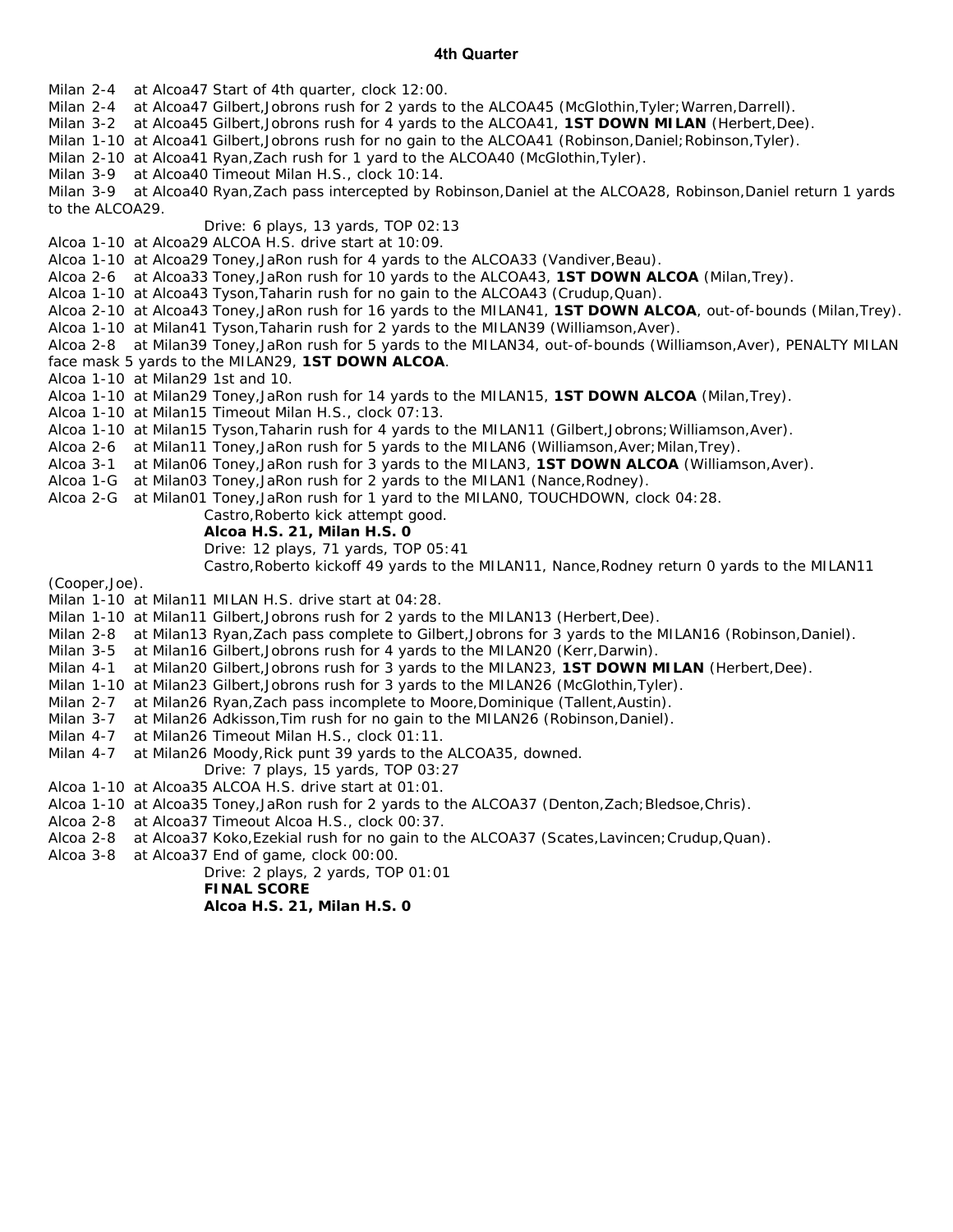### 4th Quarter

Milan 2-4 at Alcoa47 Start of 4th quarter, clock 12:00.
Milan 2-4 at Alcoa47 Gilbert,Jobrons rush for 2 yards to the ALCOA45 (McGlothin,Tyler;Warren,Darrell).
Milan 3-2 at Alcoa45 Gilbert,Jobrons rush for 4 yards to the ALCOA41, **1ST DOWN MILAN** (Herbert,Dee).
Milan 1-10 at Alcoa41 Gilbert,Jobrons rush for no gain to the ALCOA41 (Robinson,Daniel;Robinson,Tyler).
Milan 2-10 at Alcoa41 Ryan,Zach rush for 1 yard to the ALCOA40 (McGlothin,Tyler).
Milan 3-9 at Alcoa40 Timeout Milan H.S., clock 10:14.
Milan 3-9 at Alcoa40 Ryan,Zach pass intercepted by Robinson,Daniel at the ALCOA28, Robinson,Daniel return 1 yards to the ALCOA29.

Drive: 6 plays, 13 yards, TOP 02:13

Alcoa 1-10 at Alcoa29 ALCOA H.S. drive start at 10:09.
Alcoa 1-10 at Alcoa29 Toney,JaRon rush for 4 yards to the ALCOA33 (Vandiver,Beau).
Alcoa 2-6 at Alcoa33 Toney,JaRon rush for 10 yards to the ALCOA43, **1ST DOWN ALCOA** (Milan,Trey).
Alcoa 1-10 at Alcoa43 Tyson,Taharin rush for no gain to the ALCOA43 (Crudup,Quan).
Alcoa 2-10 at Alcoa43 Toney,JaRon rush for 16 yards to the MILAN41, **1ST DOWN ALCOA**, out-of-bounds (Milan,Trey).
Alcoa 1-10 at Milan41 Tyson,Taharin rush for 2 yards to the MILAN39 (Williamson,Aver).
Alcoa 2-8 at Milan39 Toney,JaRon rush for 5 yards to the MILAN34, out-of-bounds (Williamson,Aver), PENALTY MILAN face mask 5 yards to the MILAN29, **1ST DOWN ALCOA**.
Alcoa 1-10 at Milan29 1st and 10.
Alcoa 1-10 at Milan29 Toney,JaRon rush for 14 yards to the MILAN15, **1ST DOWN ALCOA** (Milan,Trey).
Alcoa 1-10 at Milan15 Timeout Milan H.S., clock 07:13.
Alcoa 1-10 at Milan15 Tyson,Taharin rush for 4 yards to the MILAN11 (Gilbert,Jobrons;Williamson,Aver).
Alcoa 2-6 at Milan11 Toney,JaRon rush for 5 yards to the MILAN6 (Williamson,Aver;Milan,Trey).
Alcoa 3-1 at Milan06 Toney,JaRon rush for 3 yards to the MILAN3, **1ST DOWN ALCOA** (Williamson,Aver).
Alcoa 1-G at Milan03 Toney,JaRon rush for 2 yards to the MILAN1 (Nance,Rodney).
Alcoa 2-G at Milan01 Toney,JaRon rush for 1 yard to the MILAN0, TOUCHDOWN, clock 04:28.

Castro,Roberto kick attempt good.

**Alcoa H.S. 21, Milan H.S. 0**

Drive: 12 plays, 71 yards, TOP 05:41

Castro,Roberto kickoff 49 yards to the MILAN11, Nance,Rodney return 0 yards to the MILAN11 (Cooper,Joe).

Milan 1-10 at Milan11 MILAN H.S. drive start at 04:28.
Milan 1-10 at Milan11 Gilbert,Jobrons rush for 2 yards to the MILAN13 (Herbert,Dee).
Milan 2-8 at Milan13 Ryan,Zach pass complete to Gilbert,Jobrons for 3 yards to the MILAN16 (Robinson,Daniel).
Milan 3-5 at Milan16 Gilbert,Jobrons rush for 4 yards to the MILAN20 (Kerr,Darwin).
Milan 4-1 at Milan20 Gilbert,Jobrons rush for 3 yards to the MILAN23, **1ST DOWN MILAN** (Herbert,Dee).
Milan 1-10 at Milan23 Gilbert,Jobrons rush for 3 yards to the MILAN26 (McGlothin,Tyler).
Milan 2-7 at Milan26 Ryan,Zach pass incomplete to Moore,Dominique (Tallent,Austin).
Milan 3-7 at Milan26 Adkisson,Tim rush for no gain to the MILAN26 (Robinson,Daniel).
Milan 4-7 at Milan26 Timeout Milan H.S., clock 01:11.
Milan 4-7 at Milan26 Moody,Rick punt 39 yards to the ALCOA35, downed.

Drive: 7 plays, 15 yards, TOP 03:27

Alcoa 1-10 at Alcoa35 ALCOA H.S. drive start at 01:01.
Alcoa 1-10 at Alcoa35 Toney,JaRon rush for 2 yards to the ALCOA37 (Denton,Zach;Bledsoe,Chris).
Alcoa 2-8 at Alcoa37 Timeout Alcoa H.S., clock 00:37.
Alcoa 2-8 at Alcoa37 Koko,Ezekial rush for no gain to the ALCOA37 (Scates,Lavincen;Crudup,Quan).
Alcoa 3-8 at Alcoa37 End of game, clock 00:00.

Drive: 2 plays, 2 yards, TOP 01:01

**FINAL SCORE**

**Alcoa H.S. 21, Milan H.S. 0**